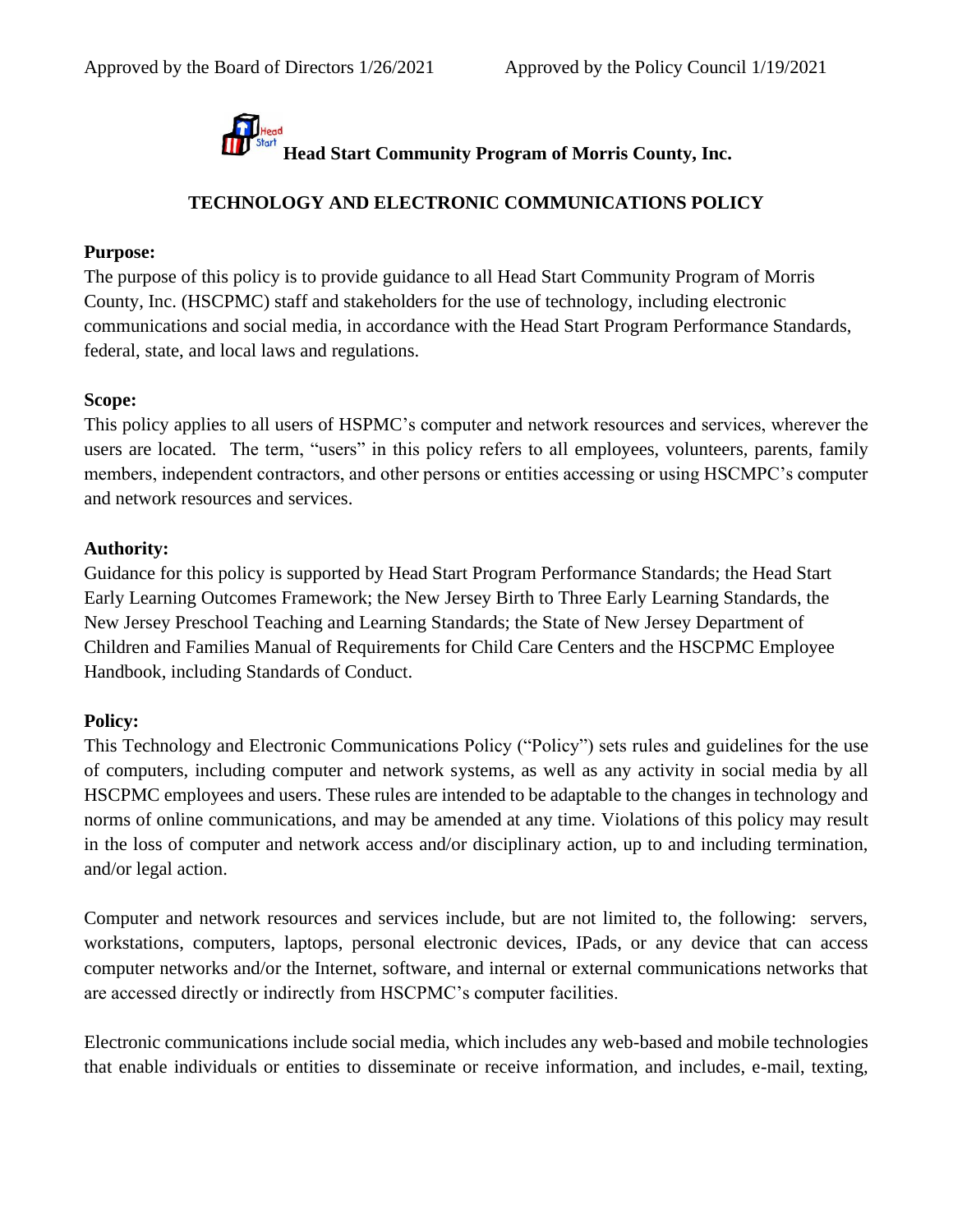Approved by the Board of Directors 1/26/2021 Approved by the Policy Council 1/19/2021

# Head Start Community Program of Morris County, Inc.

## TECHNOLOGY AND ELECTRONIC COMMUNICATIONS POLICY

**Purpose:**
The purpose of this policy is to provide guidance to all Head Start Community Program of Morris County, Inc. (HSCPMC) staff and stakeholders for the use of technology, including electronic communications and social media, in accordance with the Head Start Program Performance Standards, federal, state, and local laws and regulations.

**Scope:**
This policy applies to all users of HSPMC's computer and network resources and services, wherever the users are located. The term, "users" in this policy refers to all employees, volunteers, parents, family members, independent contractors, and other persons or entities accessing or using HSCMPC's computer and network resources and services.

**Authority:**
Guidance for this policy is supported by Head Start Program Performance Standards; the Head Start Early Learning Outcomes Framework; the New Jersey Birth to Three Early Learning Standards, the New Jersey Preschool Teaching and Learning Standards; the State of New Jersey Department of Children and Families Manual of Requirements for Child Care Centers and the HSCPMC Employee Handbook, including Standards of Conduct.

**Policy:**
This Technology and Electronic Communications Policy ("Policy") sets rules and guidelines for the use of computers, including computer and network systems, as well as any activity in social media by all HSCPMC employees and users. These rules are intended to be adaptable to the changes in technology and norms of online communications, and may be amended at any time. Violations of this policy may result in the loss of computer and network access and/or disciplinary action, up to and including termination, and/or legal action.

Computer and network resources and services include, but are not limited to, the following: servers, workstations, computers, laptops, personal electronic devices, IPads, or any device that can access computer networks and/or the Internet, software, and internal or external communications networks that are accessed directly or indirectly from HSCPMC's computer facilities.

Electronic communications include social media, which includes any web-based and mobile technologies that enable individuals or entities to disseminate or receive information, and includes, e-mail, texting,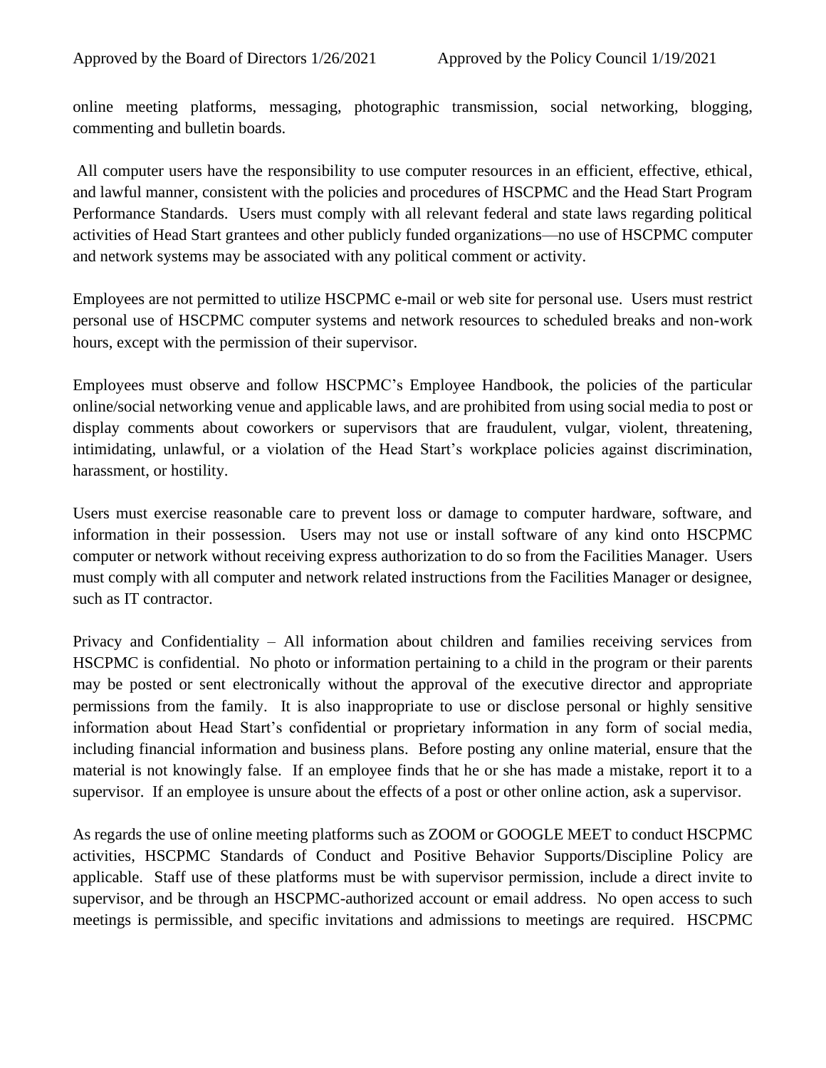online meeting platforms, messaging, photographic transmission, social networking, blogging, commenting and bulletin boards.

All computer users have the responsibility to use computer resources in an efficient, effective, ethical, and lawful manner, consistent with the policies and procedures of HSCPMC and the Head Start Program Performance Standards. Users must comply with all relevant federal and state laws regarding political activities of Head Start grantees and other publicly funded organizations—no use of HSCPMC computer and network systems may be associated with any political comment or activity.

Employees are not permitted to utilize HSCPMC e-mail or web site for personal use. Users must restrict personal use of HSCPMC computer systems and network resources to scheduled breaks and non-work hours, except with the permission of their supervisor.

Employees must observe and follow HSCPMC's Employee Handbook, the policies of the particular online/social networking venue and applicable laws, and are prohibited from using social media to post or display comments about coworkers or supervisors that are fraudulent, vulgar, violent, threatening, intimidating, unlawful, or a violation of the Head Start's workplace policies against discrimination, harassment, or hostility.

Users must exercise reasonable care to prevent loss or damage to computer hardware, software, and information in their possession. Users may not use or install software of any kind onto HSCPMC computer or network without receiving express authorization to do so from the Facilities Manager. Users must comply with all computer and network related instructions from the Facilities Manager or designee, such as IT contractor.

Privacy and Confidentiality – All information about children and families receiving services from HSCPMC is confidential. No photo or information pertaining to a child in the program or their parents may be posted or sent electronically without the approval of the executive director and appropriate permissions from the family. It is also inappropriate to use or disclose personal or highly sensitive information about Head Start's confidential or proprietary information in any form of social media, including financial information and business plans. Before posting any online material, ensure that the material is not knowingly false. If an employee finds that he or she has made a mistake, report it to a supervisor. If an employee is unsure about the effects of a post or other online action, ask a supervisor.

As regards the use of online meeting platforms such as ZOOM or GOOGLE MEET to conduct HSCPMC activities, HSCPMC Standards of Conduct and Positive Behavior Supports/Discipline Policy are applicable. Staff use of these platforms must be with supervisor permission, include a direct invite to supervisor, and be through an HSCPMC-authorized account or email address. No open access to such meetings is permissible, and specific invitations and admissions to meetings are required. HSCPMC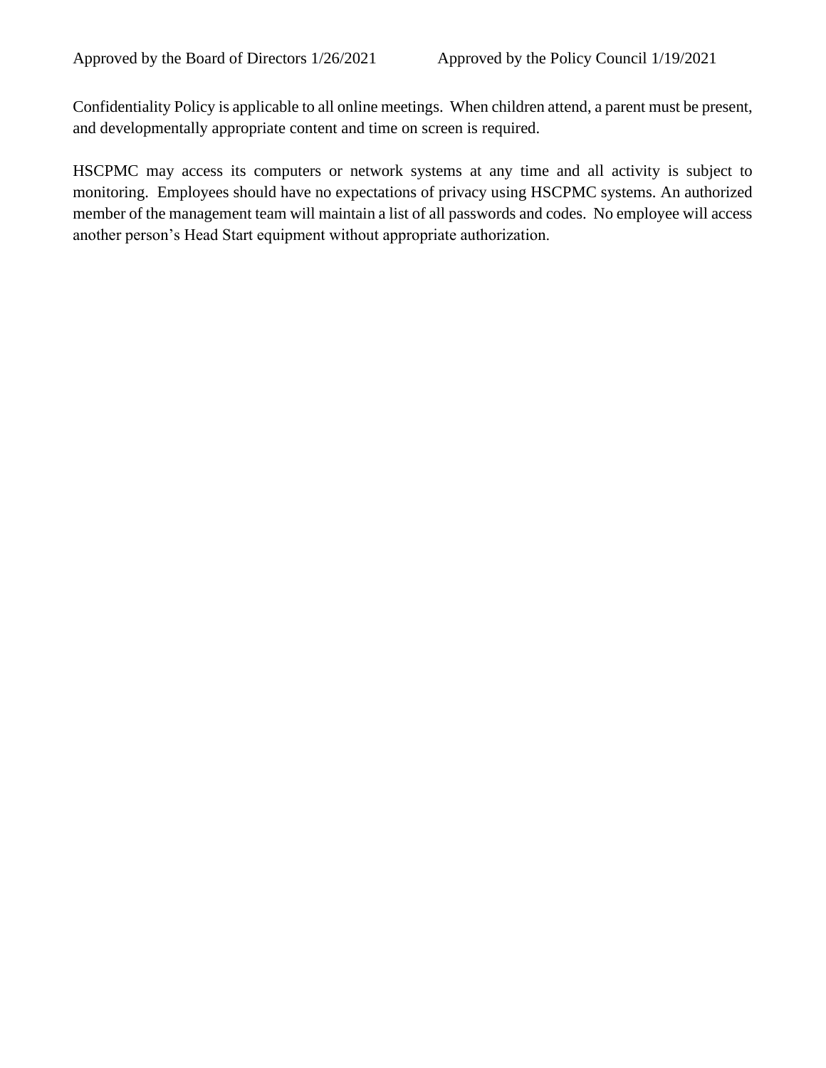Confidentiality Policy is applicable to all online meetings. When children attend, a parent must be present, and developmentally appropriate content and time on screen is required.

HSCPMC may access its computers or network systems at any time and all activity is subject to monitoring. Employees should have no expectations of privacy using HSCPMC systems. An authorized member of the management team will maintain a list of all passwords and codes. No employee will access another person's Head Start equipment without appropriate authorization.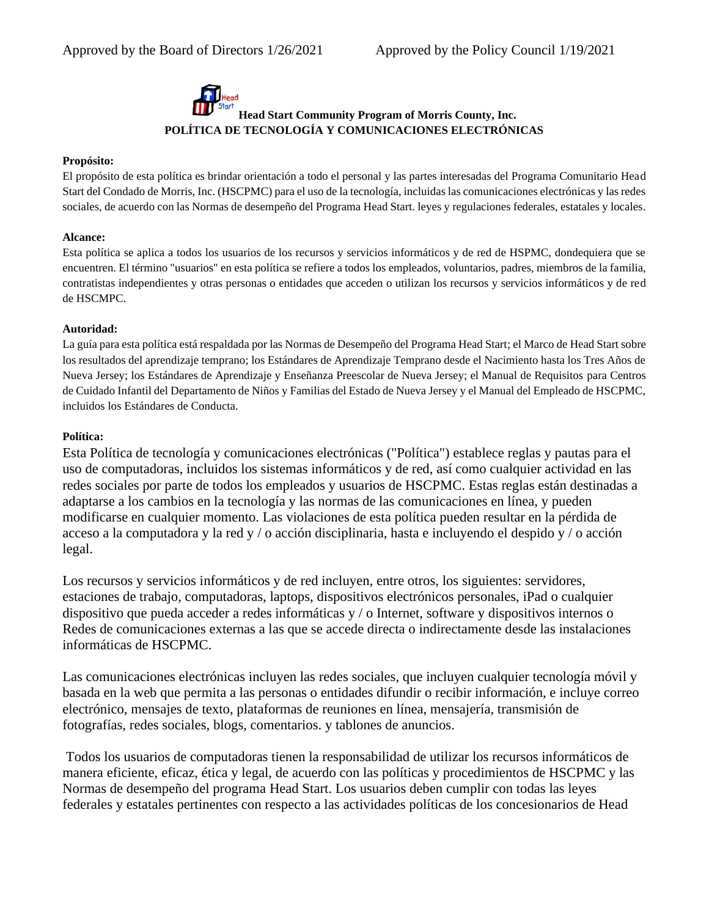Approved by the Board of Directors 1/26/2021 Approved by the Policy Council 1/19/2021

**Head Start Community Program of Morris County, Inc.**
**POLÍTICA DE TECNOLOGÍA Y COMUNICACIONES ELECTRÓNICAS**

**Propósito:**

El propósito de esta política es brindar orientación a todo el personal y las partes interesadas del Programa Comunitario Head Start del Condado de Morris, Inc. (HSCPMC) para el uso de la tecnología, incluidas las comunicaciones electrónicas y las redes sociales, de acuerdo con las Normas de desempeño del Programa Head Start. leyes y regulaciones federales, estatales y locales.

**Alcance:**

Esta política se aplica a todos los usuarios de los recursos y servicios informáticos y de red de HSPMC, dondequiera que se encuentren. El término "usuarios" en esta política se refiere a todos los empleados, voluntarios, padres, miembros de la familia, contratistas independientes y otras personas o entidades que acceden o utilizan los recursos y servicios informáticos y de red de HSCMPC.

**Autoridad:**

La guía para esta política está respaldada por las Normas de Desempeño del Programa Head Start; el Marco de Head Start sobre los resultados del aprendizaje temprano; los Estándares de Aprendizaje Temprano desde el Nacimiento hasta los Tres Años de Nueva Jersey; los Estándares de Aprendizaje y Enseñanza Preescolar de Nueva Jersey; el Manual de Requisitos para Centros de Cuidado Infantil del Departamento de Niños y Familias del Estado de Nueva Jersey y el Manual del Empleado de HSCPMC, incluidos los Estándares de Conducta.

**Política:**

Esta Política de tecnología y comunicaciones electrónicas ("Política") establece reglas y pautas para el uso de computadoras, incluidos los sistemas informáticos y de red, así como cualquier actividad en las redes sociales por parte de todos los empleados y usuarios de HSCPMC. Estas reglas están destinadas a adaptarse a los cambios en la tecnología y las normas de las comunicaciones en línea, y pueden modificarse en cualquier momento. Las violaciones de esta política pueden resultar en la pérdida de acceso a la computadora y la red y / o acción disciplinaria, hasta e incluyendo el despido y / o acción legal.

Los recursos y servicios informáticos y de red incluyen, entre otros, los siguientes: servidores, estaciones de trabajo, computadoras, laptops, dispositivos electrónicos personales, iPad o cualquier dispositivo que pueda acceder a redes informáticas y / o Internet, software y dispositivos internos o Redes de comunicaciones externas a las que se accede directa o indirectamente desde las instalaciones informáticas de HSCPMC.

Las comunicaciones electrónicas incluyen las redes sociales, que incluyen cualquier tecnología móvil y basada en la web que permita a las personas o entidades difundir o recibir información, e incluye correo electrónico, mensajes de texto, plataformas de reuniones en línea, mensajería, transmisión de fotografías, redes sociales, blogs, comentarios. y tablones de anuncios.

Todos los usuarios de computadoras tienen la responsabilidad de utilizar los recursos informáticos de manera eficiente, eficaz, ética y legal, de acuerdo con las políticas y procedimientos de HSCPMC y las Normas de desempeño del programa Head Start. Los usuarios deben cumplir con todas las leyes federales y estatales pertinentes con respecto a las actividades políticas de los concesionarios de Head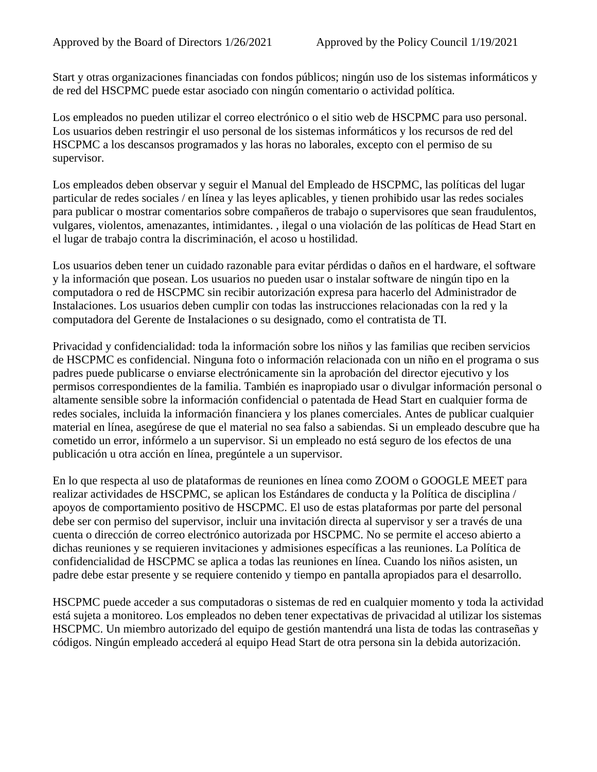Start y otras organizaciones financiadas con fondos públicos; ningún uso de los sistemas informáticos y de red del HSCPMC puede estar asociado con ningún comentario o actividad política.

Los empleados no pueden utilizar el correo electrónico o el sitio web de HSCPMC para uso personal. Los usuarios deben restringir el uso personal de los sistemas informáticos y los recursos de red del HSCPMC a los descansos programados y las horas no laborales, excepto con el permiso de su supervisor.

Los empleados deben observar y seguir el Manual del Empleado de HSCPMC, las políticas del lugar particular de redes sociales / en línea y las leyes aplicables, y tienen prohibido usar las redes sociales para publicar o mostrar comentarios sobre compañeros de trabajo o supervisores que sean fraudulentos, vulgares, violentos, amenazantes, intimidantes. , ilegal o una violación de las políticas de Head Start en el lugar de trabajo contra la discriminación, el acoso u hostilidad.

Los usuarios deben tener un cuidado razonable para evitar pérdidas o daños en el hardware, el software y la información que posean. Los usuarios no pueden usar o instalar software de ningún tipo en la computadora o red de HSCPMC sin recibir autorización expresa para hacerlo del Administrador de Instalaciones. Los usuarios deben cumplir con todas las instrucciones relacionadas con la red y la computadora del Gerente de Instalaciones o su designado, como el contratista de TI.

Privacidad y confidencialidad: toda la información sobre los niños y las familias que reciben servicios de HSCPMC es confidencial. Ninguna foto o información relacionada con un niño en el programa o sus padres puede publicarse o enviarse electrónicamente sin la aprobación del director ejecutivo y los permisos correspondientes de la familia. También es inapropiado usar o divulgar información personal o altamente sensible sobre la información confidencial o patentada de Head Start en cualquier forma de redes sociales, incluida la información financiera y los planes comerciales. Antes de publicar cualquier material en línea, asegúrese de que el material no sea falso a sabiendas. Si un empleado descubre que ha cometido un error, infórmelo a un supervisor. Si un empleado no está seguro de los efectos de una publicación u otra acción en línea, pregúntele a un supervisor.

En lo que respecta al uso de plataformas de reuniones en línea como ZOOM o GOOGLE MEET para realizar actividades de HSCPMC, se aplican los Estándares de conducta y la Política de disciplina / apoyos de comportamiento positivo de HSCPMC. El uso de estas plataformas por parte del personal debe ser con permiso del supervisor, incluir una invitación directa al supervisor y ser a través de una cuenta o dirección de correo electrónico autorizada por HSCPMC. No se permite el acceso abierto a dichas reuniones y se requieren invitaciones y admisiones específicas a las reuniones. La Política de confidencialidad de HSCPMC se aplica a todas las reuniones en línea. Cuando los niños asisten, un padre debe estar presente y se requiere contenido y tiempo en pantalla apropiados para el desarrollo.

HSCPMC puede acceder a sus computadoras o sistemas de red en cualquier momento y toda la actividad está sujeta a monitoreo. Los empleados no deben tener expectativas de privacidad al utilizar los sistemas HSCPMC. Un miembro autorizado del equipo de gestión mantendrá una lista de todas las contraseñas y códigos. Ningún empleado accederá al equipo Head Start de otra persona sin la debida autorización.